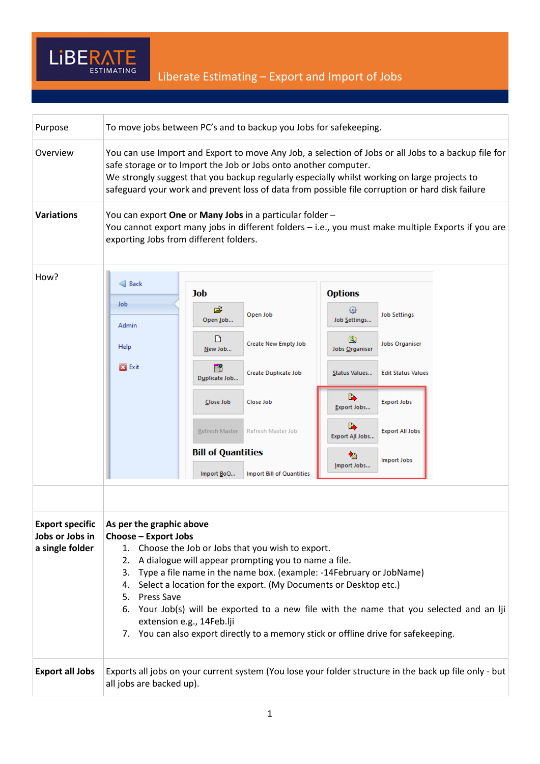# Liberate Estimating – Export and Import of Jobs

| | |
|---|---|
| Purpose | To move jobs between PC's and to backup you Jobs for safekeeping. |
| Overview | You can use Import and Export to move Any Job, a selection of Jobs or all Jobs to a backup file for safe storage or to Import the Job or Jobs onto another computer.<br>We strongly suggest that you backup regularly especially whilst working on large projects to safeguard your work and prevent loss of data from possible file corruption or hard disk failure |
| **Variations** | You can export **One** or **Many Jobs** in a particular folder –<br>You cannot export many jobs in different folders – i.e., you must make multiple Exports if you are exporting Jobs from different folders. |
| How? | |
| | |
| **Export specific Jobs or Jobs in a single folder** | **As per the graphic above**<br>**Choose – Export Jobs**<br>1. Choose the Job or Jobs that you wish to export.<br>2. A dialogue will appear prompting you to name a file.<br>3. Type a file name in the name box. (example: -14February or JobName)<br>4. Select a location for the export. (My Documents or Desktop etc.)<br>5. Press Save<br>6. Your Job(s) will be exported to a new file with the name that you selected and an lji extension e.g., 14Feb.lji<br>7. You can also export directly to a memory stick or offline drive for safekeeping. |
| **Export all Jobs** | Exports all jobs on your current system (You lose your folder structure in the back up file only - but all jobs are backed up). |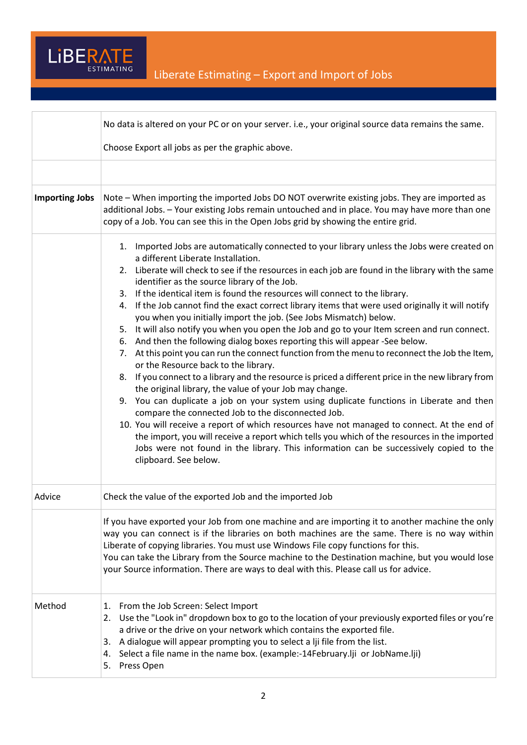| | |
|---|---|
| | No data is altered on your PC or on your server. i.e., your original source data remains the same.<br><br>Choose Export all jobs as per the graphic above. |
| | |
| **Importing Jobs** | Note – When importing the imported Jobs DO NOT overwrite existing jobs. They are imported as additional Jobs. – Your existing Jobs remain untouched and in place. You may have more than one copy of a Job. You can see this in the Open Jobs grid by showing the entire grid. |
| | 1. Imported Jobs are automatically connected to your library unless the Jobs were created on a different Liberate Installation.<br>2. Liberate will check to see if the resources in each job are found in the library with the same identifier as the source library of the Job.<br>3. If the identical item is found the resources will connect to the library.<br>4. If the Job cannot find the exact correct library items that were used originally it will notify you when you initially import the job. (See Jobs Mismatch) below.<br>5. It will also notify you when you open the Job and go to your Item screen and run connect.<br>6. And then the following dialog boxes reporting this will appear -See below.<br>7. At this point you can run the connect function from the menu to reconnect the Job the Item, or the Resource back to the library.<br>8. If you connect to a library and the resource is priced a different price in the new library from the original library, the value of your Job may change.<br>9. You can duplicate a job on your system using duplicate functions in Liberate and then compare the connected Job to the disconnected Job.<br>10. You will receive a report of which resources have not managed to connect. At the end of the import, you will receive a report which tells you which of the resources in the imported Jobs were not found in the library. This information can be successively copied to the clipboard. See below. |
| Advice | Check the value of the exported Job and the imported Job |
| | If you have exported your Job from one machine and are importing it to another machine the only way you can connect is if the libraries on both machines are the same. There is no way within Liberate of copying libraries. You must use Windows File copy functions for this.<br>You can take the Library from the Source machine to the Destination machine, but you would lose your Source information. There are ways to deal with this. Please call us for advice. |
| Method | 1. From the Job Screen: Select Import<br>2. Use the "Look in" dropdown box to go to the location of your previously exported files or you're a drive or the drive on your network which contains the exported file.<br>3. A dialogue will appear prompting you to select a lji file from the list.<br>4. Select a file name in the name box. (example:-14February.lji or JobName.lji)<br>5. Press Open |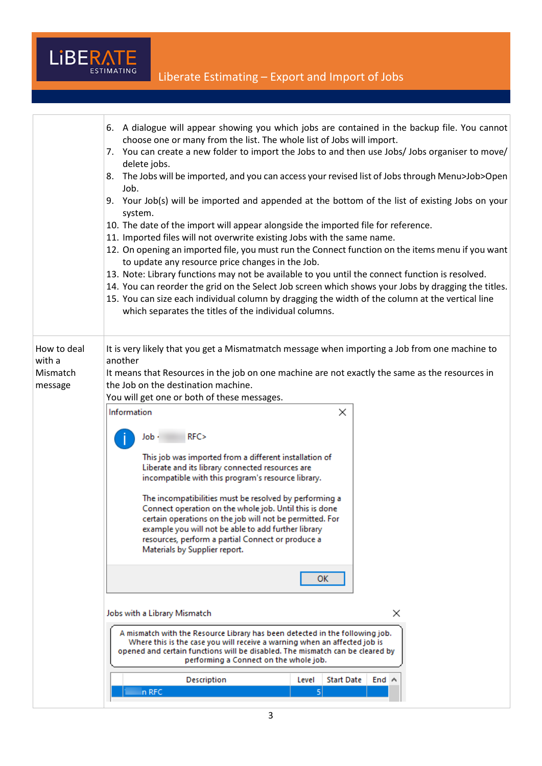| | |
|---|---|
| | 6. A dialogue will appear showing you which jobs are contained in the backup file. You cannot choose one or many from the list. The whole list of Jobs will import.<br>7. You can create a new folder to import the Jobs to and then use Jobs/ Jobs organiser to move/ delete jobs.<br>8. The Jobs will be imported, and you can access your revised list of Jobs through Menu>Job>Open Job.<br>9. Your Job(s) will be imported and appended at the bottom of the list of existing Jobs on your system.<br>10. The date of the import will appear alongside the imported file for reference.<br>11. Imported files will not overwrite existing Jobs with the same name.<br>12. On opening an imported file, you must run the Connect function on the items menu if you want to update any resource price changes in the Job.<br>13. Note: Library functions may not be available to you until the connect function is resolved.<br>14. You can reorder the grid on the Select Job screen which shows your Jobs by dragging the titles.<br>15. You can size each individual column by dragging the width of the column at the vertical line which separates the titles of the individual columns. |
| How to deal with a Mismatch message | It is very likely that you get a Mismatmatch message when importing a Job from one machine to another<br>It means that Resources in the job on one machine are not exactly the same as the resources in the Job on the destination machine.<br>You will get one or both of these messages.<br><br>**Information**<br>Job · RFC><br>This job was imported from a different installation of Liberate and its library connected resources are incompatible with this program's resource library.<br>The incompatibilities must be resolved by performing a Connect operation on the whole job. Until this is done certain operations on the job will not be permitted. For example you will not be able to add further library resources, perform a partial Connect or produce a Materials by Supplier report.<br>OK<br><br>**Jobs with a Library Mismatch**<br>A mismatch with the Resource Library has been detected in the following job. Where this is the case you will receive a warning when an affected job is opened and certain functions will be disabled. The mismatch can be cleared by performing a Connect on the whole job.<br>Description \| Level \| Start Date \| End<br>n RFC \| 5 \| \| |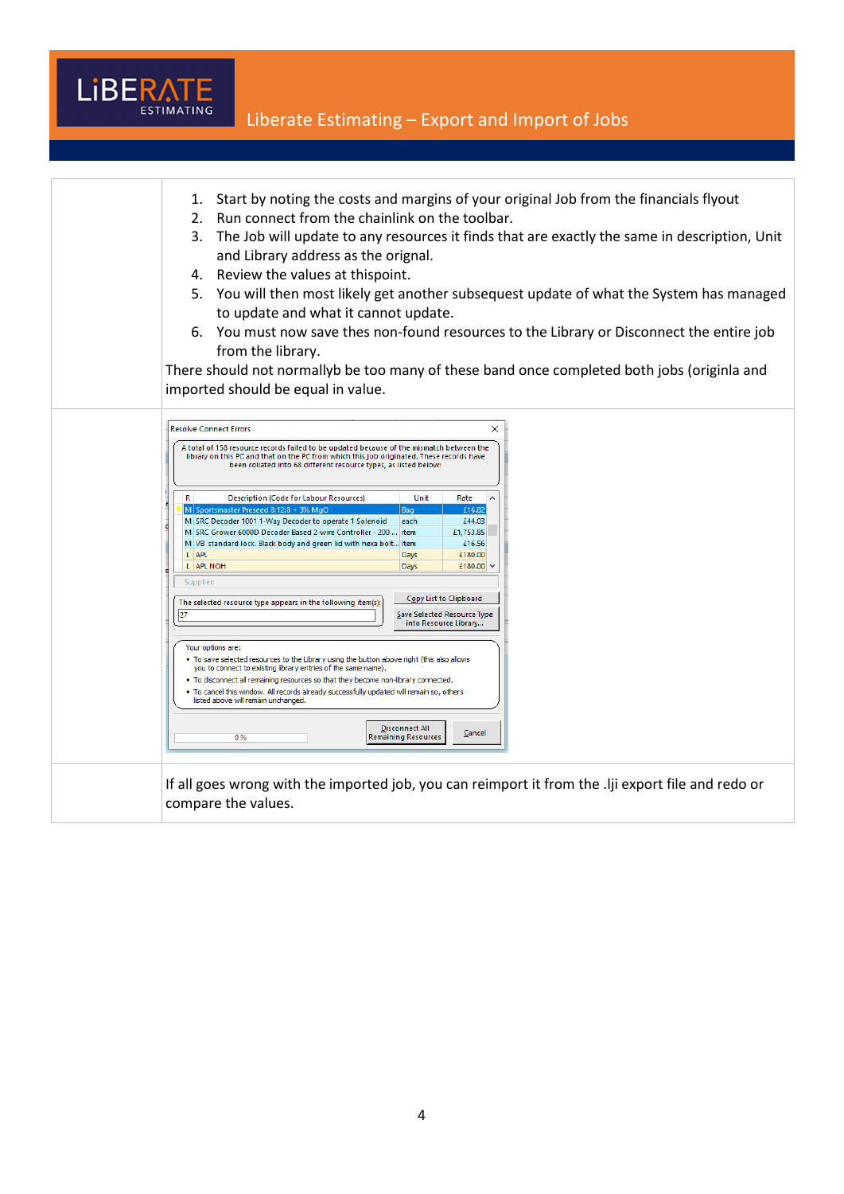1. Start by noting the costs and margins of your original Job from the financials flyout
2. Run connect from the chainlink on the toolbar.
3. The Job will update to any resources it finds that are exactly the same in description, Unit and Library address as the orignal.
4. Review the values at thispoint.
5. You will then most likely get another subsequest update of what the System has managed to update and what it cannot update.
6. You must now save thes non-found resources to the Library or Disconnect the entire job from the library.

There should not normallyb be too many of these band once completed both jobs (originla and imported should be equal in value.

Resolve Connect Errors

A total of 158 resource records failed to be updated because of the mismatch between the library on this PC and that on the PC from which this job originated. These records have been collated into 68 different resource types, as listed below:

| R | Description (Code for Labour Resources) | Unit | Rate |
|---|---|---|---|
| M | Sportsmaster Preseed 8:12:8 + 3% MgO | Bag | £16.82 |
| M | SRC Decoder 1001 1-Way Decoder to operate 1 Solenoid | each | £44.03 |
| M | SRC Grower 6000D Decoder Based 2-wire Controller - 200 ... | item | £1,753.85 |
| M | VB standard lock. Black body and green lid with hexa bolt... | item | £16.56 |
| L | APL | Days | £180.00 |
| L | APL NOH | Days | £180.00 |

Supplier:

The selected resource type appears in the following item(s):

27

Copy List to Clipboard

Save Selected Resource Type into Resource Library...

Your options are:

- To save selected resources to the Library using the button above right (this also allows you to connect to existing library entries of the same name).
- To disconnect all remaining resources so that they become non-library connected.
- To cancel this window. All records already successfully updated will remain so, others listed above will remain unchanged.

0 %

Disconnect All Remaining Resources

Cancel

If all goes wrong with the imported job, you can reimport it from the .lji export file and redo or compare the values.